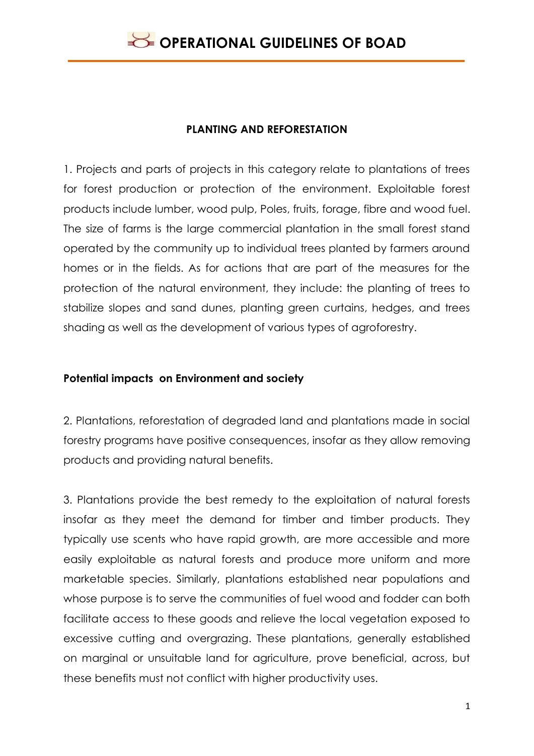## PLANTING AND REFORESTATION

1. Projects and parts of projects in this category relate to plantations of trees for forest production or protection of the environment. Exploitable forest products include lumber, wood pulp, Poles, fruits, forage, fibre and wood fuel. The size of farms is the large commercial plantation in the small forest stand operated by the community up to individual trees planted by farmers around homes or in the fields. As for actions that are part of the measures for the protection of the natural environment, they include: the planting of trees to stabilize slopes and sand dunes, planting green curtains, hedges, and trees shading as well as the development of various types of agroforestry.

### Potential impacts on Environment and society

2. Plantations, reforestation of degraded land and plantations made in social forestry programs have positive consequences, insofar as they allow removing products and providing natural benefits.

3. Plantations provide the best remedy to the exploitation of natural forests insofar as they meet the demand for timber and timber products. They typically use scents who have rapid growth, are more accessible and more easily exploitable as natural forests and produce more uniform and more marketable species. Similarly, plantations established near populations and whose purpose is to serve the communities of fuel wood and fodder can both facilitate access to these goods and relieve the local vegetation exposed to excessive cutting and overgrazing. These plantations, generally established on marginal or unsuitable land for agriculture, prove beneficial, across, but these benefits must not conflict with higher productivity uses.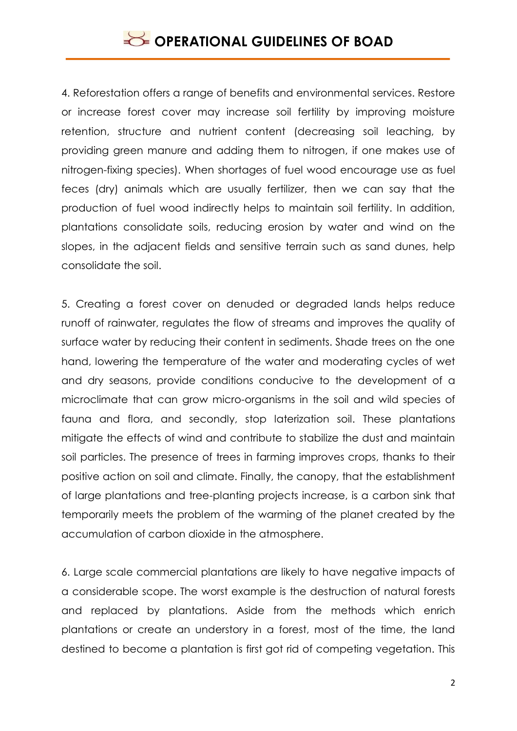4. Reforestation offers a range of benefits and environmental services. Restore or increase forest cover may increase soil fertility by improving moisture retention, structure and nutrient content (decreasing soil leaching, by providing green manure and adding them to nitrogen, if one makes use of nitrogen-fixing species). When shortages of fuel wood encourage use as fuel feces (dry) animals which are usually fertilizer, then we can say that the production of fuel wood indirectly helps to maintain soil fertility. In addition, plantations consolidate soils, reducing erosion by water and wind on the slopes, in the adjacent fields and sensitive terrain such as sand dunes, help consolidate the soil.

5. Creating a forest cover on denuded or degraded lands helps reduce runoff of rainwater, regulates the flow of streams and improves the quality of surface water by reducing their content in sediments. Shade trees on the one hand, lowering the temperature of the water and moderating cycles of wet and dry seasons, provide conditions conducive to the development of a microclimate that can grow micro-organisms in the soil and wild species of fauna and flora, and secondly, stop laterization soil. These plantations mitigate the effects of wind and contribute to stabilize the dust and maintain soil particles. The presence of trees in farming improves crops, thanks to their positive action on soil and climate. Finally, the canopy, that the establishment of large plantations and tree-planting projects increase, is a carbon sink that temporarily meets the problem of the warming of the planet created by the accumulation of carbon dioxide in the atmosphere.

6. Large scale commercial plantations are likely to have negative impacts of a considerable scope. The worst example is the destruction of natural forests and replaced by plantations. Aside from the methods which enrich plantations or create an understory in a forest, most of the time, the land destined to become a plantation is first got rid of competing vegetation. This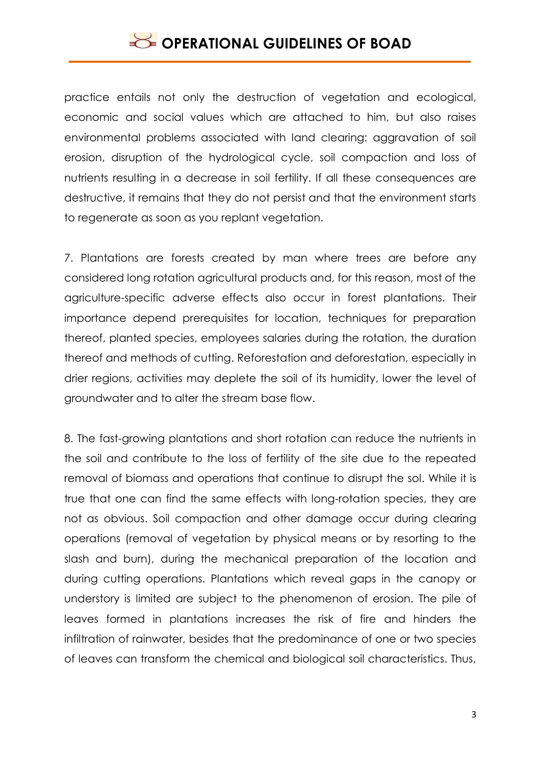practice entails not only the destruction of vegetation and ecological, economic and social values which are attached to him, but also raises environmental problems associated with land clearing: aggravation of soil erosion, disruption of the hydrological cycle, soil compaction and loss of nutrients resulting in a decrease in soil fertility. If all these consequences are destructive, it remains that they do not persist and that the environment starts to regenerate as soon as you replant vegetation.

7. Plantations are forests created by man where trees are before any considered long rotation agricultural products and, for this reason, most of the agriculture-specific adverse effects also occur in forest plantations. Their importance depend prerequisites for location, techniques for preparation thereof, planted species, employees salaries during the rotation, the duration thereof and methods of cutting. Reforestation and deforestation, especially in drier regions, activities may deplete the soil of its humidity, lower the level of groundwater and to alter the stream base flow.

8. The fast-growing plantations and short rotation can reduce the nutrients in the soil and contribute to the loss of fertility of the site due to the repeated removal of biomass and operations that continue to disrupt the sol. While it is true that one can find the same effects with long-rotation species, they are not as obvious. Soil compaction and other damage occur during clearing operations (removal of vegetation by physical means or by resorting to the slash and burn), during the mechanical preparation of the location and during cutting operations. Plantations which reveal gaps in the canopy or understory is limited are subject to the phenomenon of erosion. The pile of leaves formed in plantations increases the risk of fire and hinders the infiltration of rainwater, besides that the predominance of one or two species of leaves can transform the chemical and biological soil characteristics. Thus,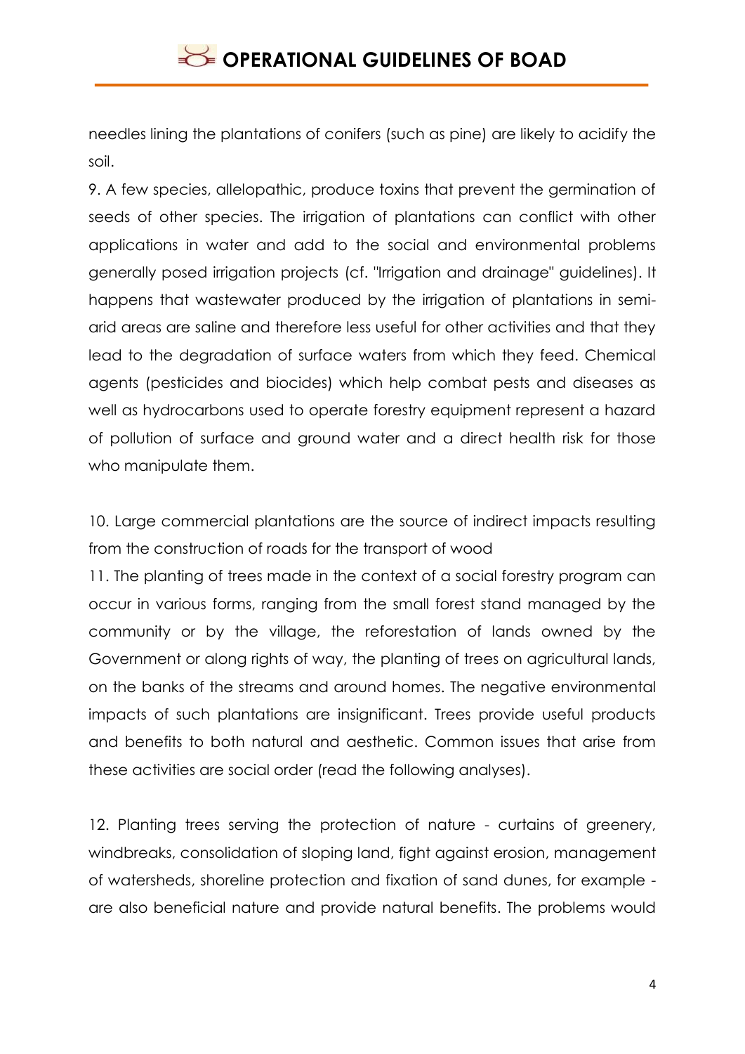needles lining the plantations of conifers (such as pine) are likely to acidify the soil.

9. A few species, allelopathic, produce toxins that prevent the germination of seeds of other species. The irrigation of plantations can conflict with other applications in water and add to the social and environmental problems generally posed irrigation projects (cf. "Irrigation and drainage" guidelines). It happens that wastewater produced by the irrigation of plantations in semi-arid areas are saline and therefore less useful for other activities and that they lead to the degradation of surface waters from which they feed. Chemical agents (pesticides and biocides) which help combat pests and diseases as well as hydrocarbons used to operate forestry equipment represent a hazard of pollution of surface and ground water and a direct health risk for those who manipulate them.

10. Large commercial plantations are the source of indirect impacts resulting from the construction of roads for the transport of wood

11. The planting of trees made in the context of a social forestry program can occur in various forms, ranging from the small forest stand managed by the community or by the village, the reforestation of lands owned by the Government or along rights of way, the planting of trees on agricultural lands, on the banks of the streams and around homes. The negative environmental impacts of such plantations are insignificant. Trees provide useful products and benefits to both natural and aesthetic. Common issues that arise from these activities are social order (read the following analyses).

12. Planting trees serving the protection of nature - curtains of greenery, windbreaks, consolidation of sloping land, fight against erosion, management of watersheds, shoreline protection and fixation of sand dunes, for example - are also beneficial nature and provide natural benefits. The problems would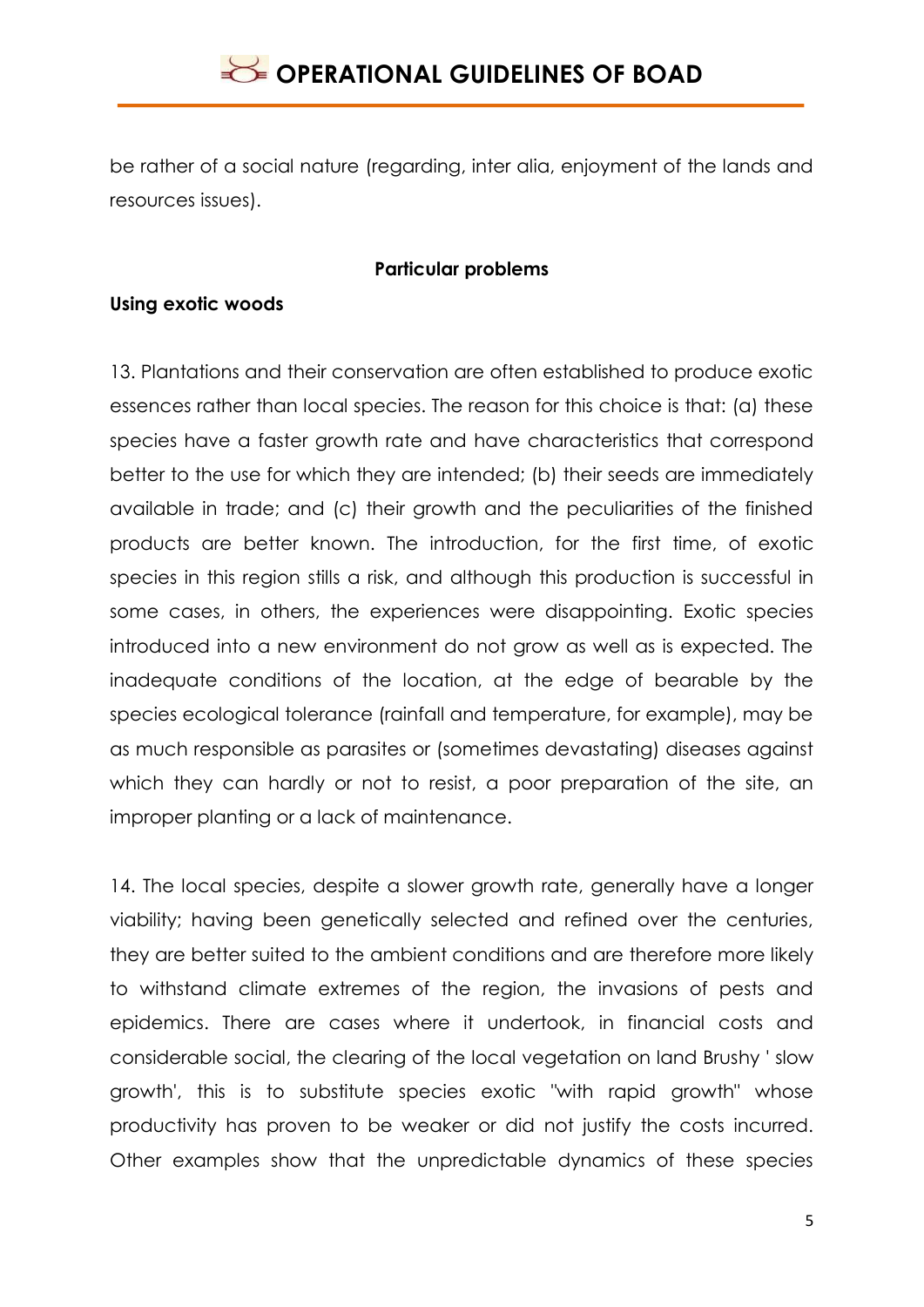be rather of a social nature (regarding, inter alia, enjoyment of the lands and resources issues).

**Particular problems**

**Using exotic woods**

13. Plantations and their conservation are often established to produce exotic essences rather than local species. The reason for this choice is that: (a) these species have a faster growth rate and have characteristics that correspond better to the use for which they are intended; (b) their seeds are immediately available in trade; and (c) their growth and the peculiarities of the finished products are better known. The introduction, for the first time, of exotic species in this region stills a risk, and although this production is successful in some cases, in others, the experiences were disappointing. Exotic species introduced into a new environment do not grow as well as is expected. The inadequate conditions of the location, at the edge of bearable by the species ecological tolerance (rainfall and temperature, for example), may be as much responsible as parasites or (sometimes devastating) diseases against which they can hardly or not to resist, a poor preparation of the site, an improper planting or a lack of maintenance.

14. The local species, despite a slower growth rate, generally have a longer viability; having been genetically selected and refined over the centuries, they are better suited to the ambient conditions and are therefore more likely to withstand climate extremes of the region, the invasions of pests and epidemics. There are cases where it undertook, in financial costs and considerable social, the clearing of the local vegetation on land Brushy ' slow growth', this is to substitute species exotic "with rapid growth" whose productivity has proven to be weaker or did not justify the costs incurred. Other examples show that the unpredictable dynamics of these species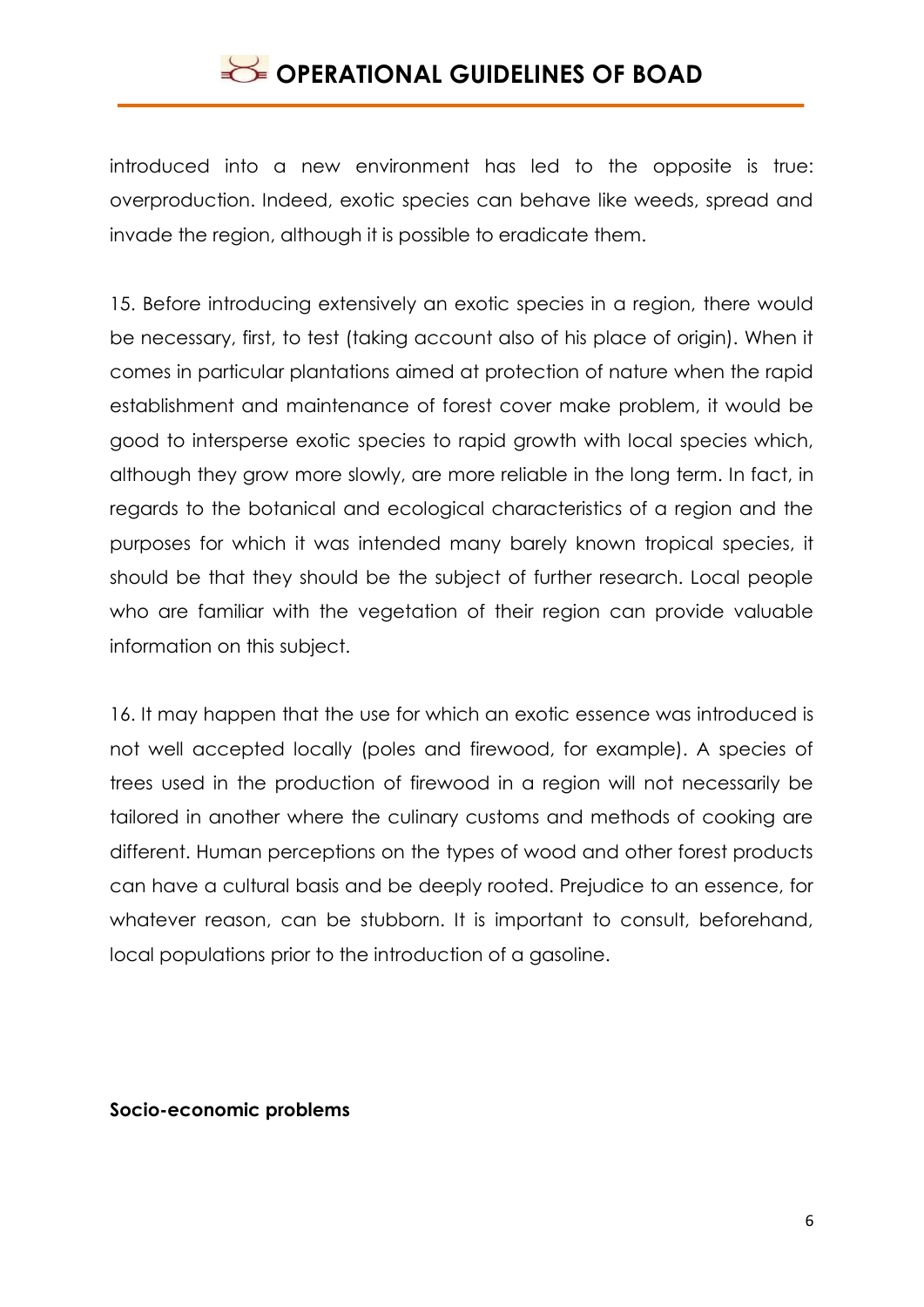introduced into a new environment has led to the opposite is true: overproduction. Indeed, exotic species can behave like weeds, spread and invade the region, although it is possible to eradicate them.

15. Before introducing extensively an exotic species in a region, there would be necessary, first, to test (taking account also of his place of origin). When it comes in particular plantations aimed at protection of nature when the rapid establishment and maintenance of forest cover make problem, it would be good to intersperse exotic species to rapid growth with local species which, although they grow more slowly, are more reliable in the long term. In fact, in regards to the botanical and ecological characteristics of a region and the purposes for which it was intended many barely known tropical species, it should be that they should be the subject of further research. Local people who are familiar with the vegetation of their region can provide valuable information on this subject.

16. It may happen that the use for which an exotic essence was introduced is not well accepted locally (poles and firewood, for example). A species of trees used in the production of firewood in a region will not necessarily be tailored in another where the culinary customs and methods of cooking are different. Human perceptions on the types of wood and other forest products can have a cultural basis and be deeply rooted. Prejudice to an essence, for whatever reason, can be stubborn. It is important to consult, beforehand, local populations prior to the introduction of a gasoline.

**Socio-economic problems**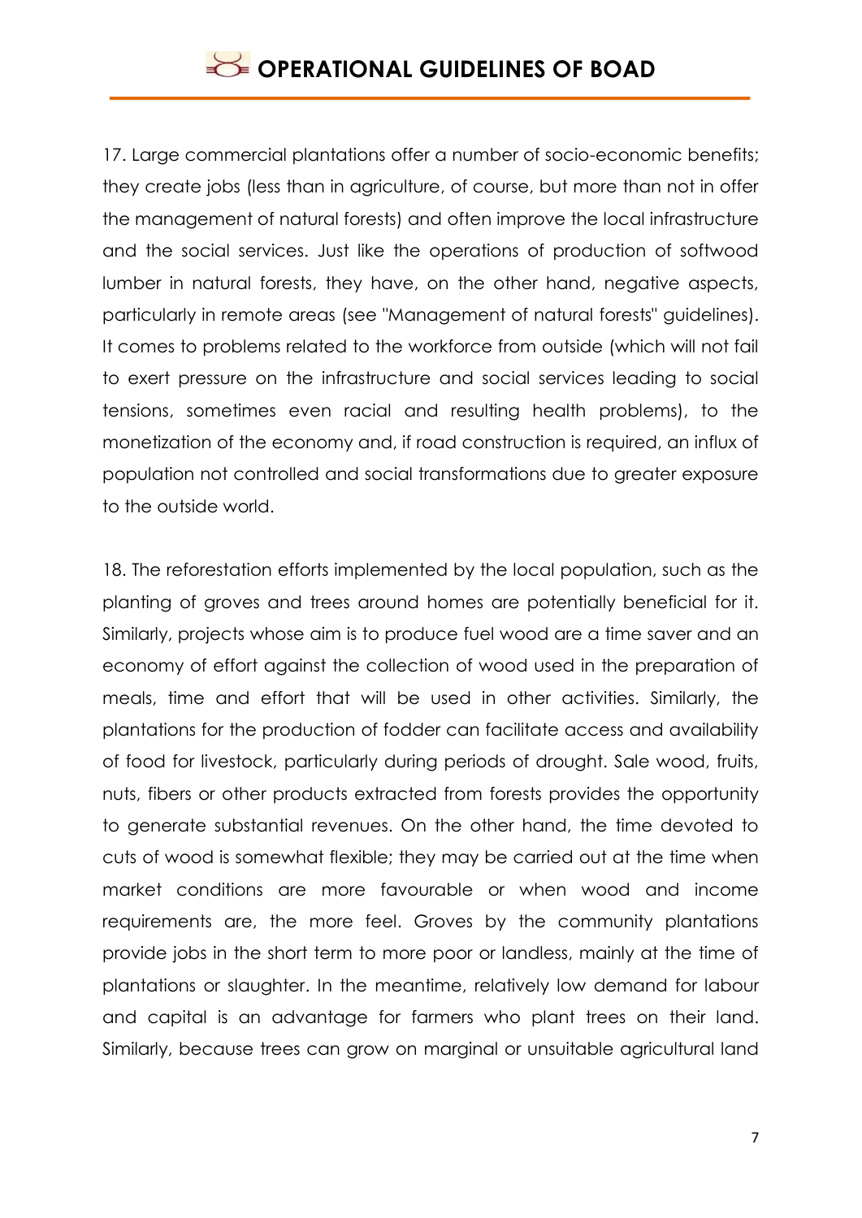17. Large commercial plantations offer a number of socio-economic benefits; they create jobs (less than in agriculture, of course, but more than not in offer the management of natural forests) and often improve the local infrastructure and the social services. Just like the operations of production of softwood lumber in natural forests, they have, on the other hand, negative aspects, particularly in remote areas (see "Management of natural forests" guidelines). It comes to problems related to the workforce from outside (which will not fail to exert pressure on the infrastructure and social services leading to social tensions, sometimes even racial and resulting health problems), to the monetization of the economy and, if road construction is required, an influx of population not controlled and social transformations due to greater exposure to the outside world.

18. The reforestation efforts implemented by the local population, such as the planting of groves and trees around homes are potentially beneficial for it. Similarly, projects whose aim is to produce fuel wood are a time saver and an economy of effort against the collection of wood used in the preparation of meals, time and effort that will be used in other activities. Similarly, the plantations for the production of fodder can facilitate access and availability of food for livestock, particularly during periods of drought. Sale wood, fruits, nuts, fibers or other products extracted from forests provides the opportunity to generate substantial revenues. On the other hand, the time devoted to cuts of wood is somewhat flexible; they may be carried out at the time when market conditions are more favourable or when wood and income requirements are, the more feel. Groves by the community plantations provide jobs in the short term to more poor or landless, mainly at the time of plantations or slaughter. In the meantime, relatively low demand for labour and capital is an advantage for farmers who plant trees on their land. Similarly, because trees can grow on marginal or unsuitable agricultural land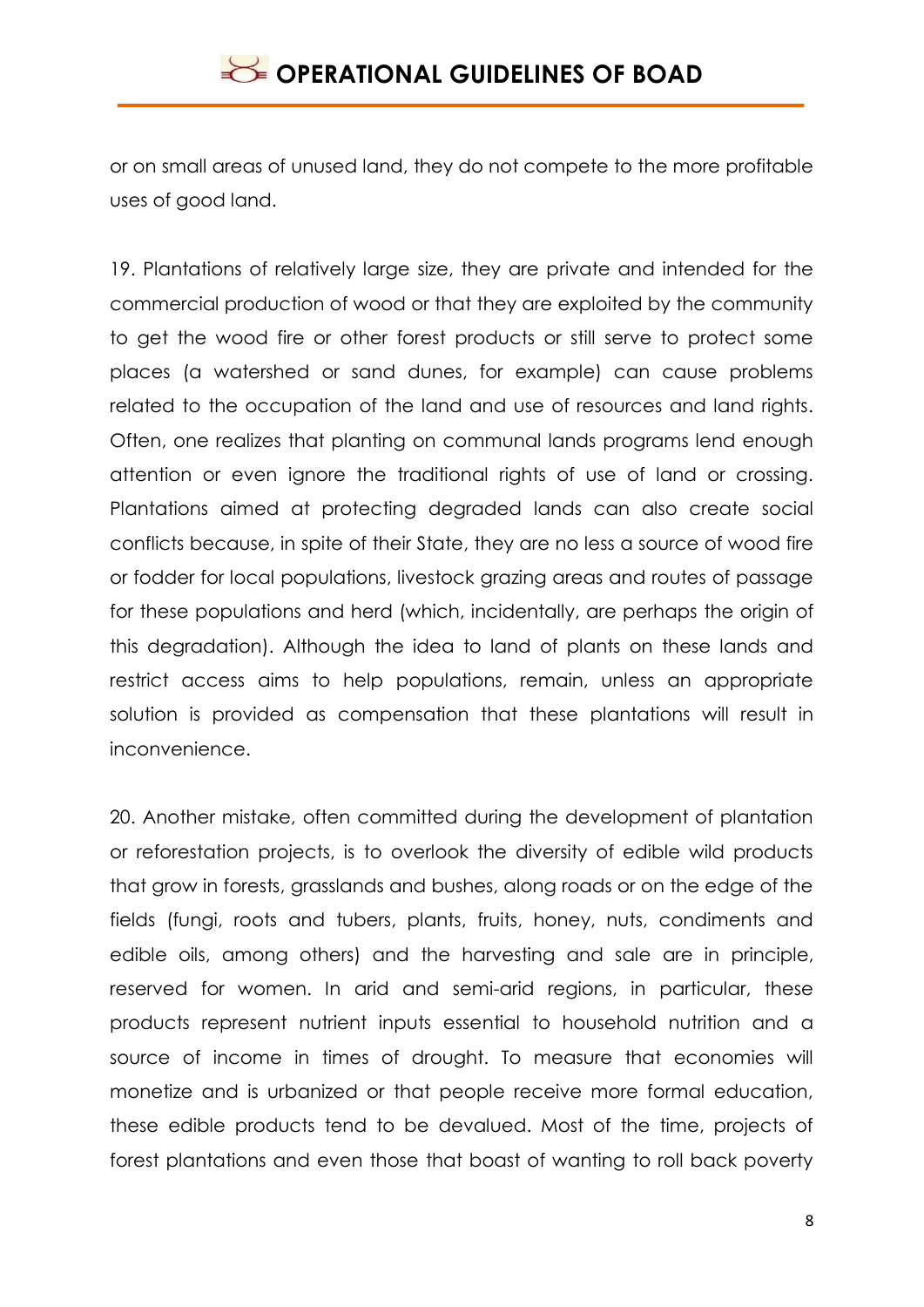or on small areas of unused land, they do not compete to the more profitable uses of good land.

19. Plantations of relatively large size, they are private and intended for the commercial production of wood or that they are exploited by the community to get the wood fire or other forest products or still serve to protect some places (a watershed or sand dunes, for example) can cause problems related to the occupation of the land and use of resources and land rights. Often, one realizes that planting on communal lands programs lend enough attention or even ignore the traditional rights of use of land or crossing. Plantations aimed at protecting degraded lands can also create social conflicts because, in spite of their State, they are no less a source of wood fire or fodder for local populations, livestock grazing areas and routes of passage for these populations and herd (which, incidentally, are perhaps the origin of this degradation). Although the idea to land of plants on these lands and restrict access aims to help populations, remain, unless an appropriate solution is provided as compensation that these plantations will result in inconvenience.

20. Another mistake, often committed during the development of plantation or reforestation projects, is to overlook the diversity of edible wild products that grow in forests, grasslands and bushes, along roads or on the edge of the fields (fungi, roots and tubers, plants, fruits, honey, nuts, condiments and edible oils, among others) and the harvesting and sale are in principle, reserved for women. In arid and semi-arid regions, in particular, these products represent nutrient inputs essential to household nutrition and a source of income in times of drought. To measure that economies will monetize and is urbanized or that people receive more formal education, these edible products tend to be devalued. Most of the time, projects of forest plantations and even those that boast of wanting to roll back poverty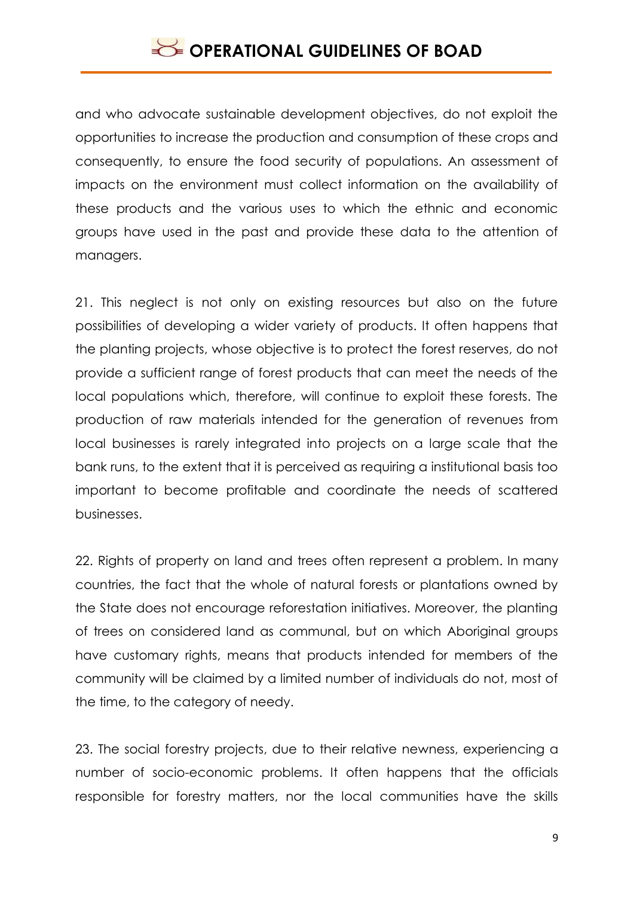and who advocate sustainable development objectives, do not exploit the opportunities to increase the production and consumption of these crops and consequently, to ensure the food security of populations. An assessment of impacts on the environment must collect information on the availability of these products and the various uses to which the ethnic and economic groups have used in the past and provide these data to the attention of managers.

21. This neglect is not only on existing resources but also on the future possibilities of developing a wider variety of products. It often happens that the planting projects, whose objective is to protect the forest reserves, do not provide a sufficient range of forest products that can meet the needs of the local populations which, therefore, will continue to exploit these forests. The production of raw materials intended for the generation of revenues from local businesses is rarely integrated into projects on a large scale that the bank runs, to the extent that it is perceived as requiring a institutional basis too important to become profitable and coordinate the needs of scattered businesses.

22. Rights of property on land and trees often represent a problem. In many countries, the fact that the whole of natural forests or plantations owned by the State does not encourage reforestation initiatives. Moreover, the planting of trees on considered land as communal, but on which Aboriginal groups have customary rights, means that products intended for members of the community will be claimed by a limited number of individuals do not, most of the time, to the category of needy.

23. The social forestry projects, due to their relative newness, experiencing a number of socio-economic problems. It often happens that the officials responsible for forestry matters, nor the local communities have the skills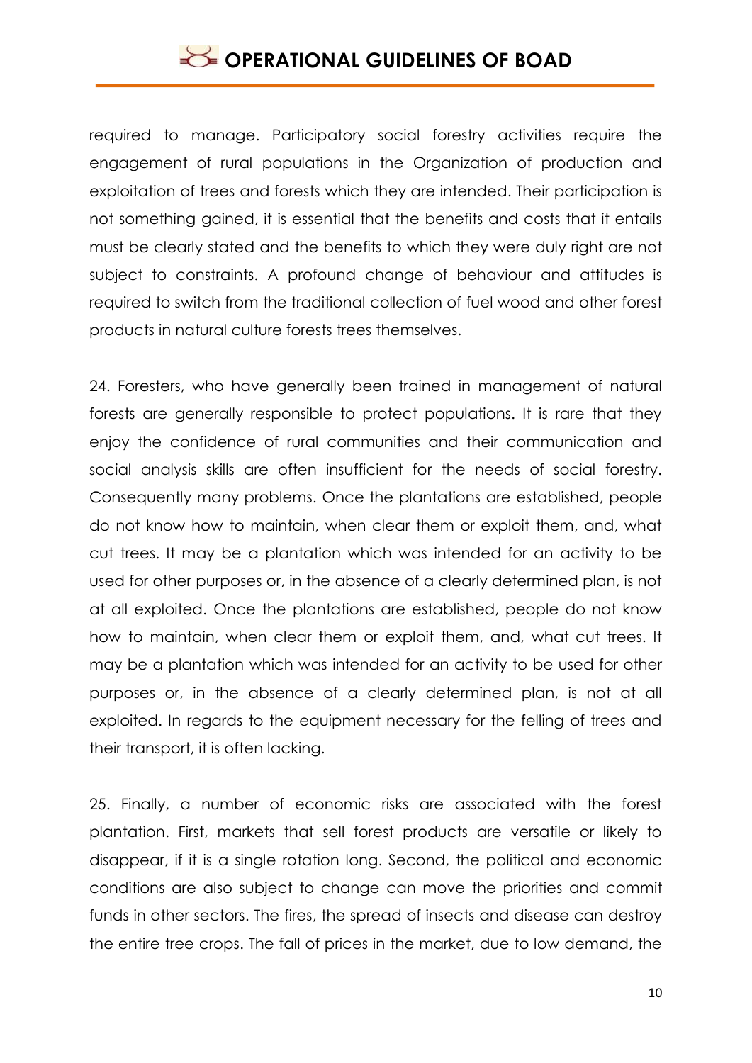required to manage. Participatory social forestry activities require the engagement of rural populations in the Organization of production and exploitation of trees and forests which they are intended. Their participation is not something gained, it is essential that the benefits and costs that it entails must be clearly stated and the benefits to which they were duly right are not subject to constraints. A profound change of behaviour and attitudes is required to switch from the traditional collection of fuel wood and other forest products in natural culture forests trees themselves.

24. Foresters, who have generally been trained in management of natural forests are generally responsible to protect populations. It is rare that they enjoy the confidence of rural communities and their communication and social analysis skills are often insufficient for the needs of social forestry. Consequently many problems. Once the plantations are established, people do not know how to maintain, when clear them or exploit them, and, what cut trees. It may be a plantation which was intended for an activity to be used for other purposes or, in the absence of a clearly determined plan, is not at all exploited. Once the plantations are established, people do not know how to maintain, when clear them or exploit them, and, what cut trees. It may be a plantation which was intended for an activity to be used for other purposes or, in the absence of a clearly determined plan, is not at all exploited. In regards to the equipment necessary for the felling of trees and their transport, it is often lacking.

25. Finally, a number of economic risks are associated with the forest plantation. First, markets that sell forest products are versatile or likely to disappear, if it is a single rotation long. Second, the political and economic conditions are also subject to change can move the priorities and commit funds in other sectors. The fires, the spread of insects and disease can destroy the entire tree crops. The fall of prices in the market, due to low demand, the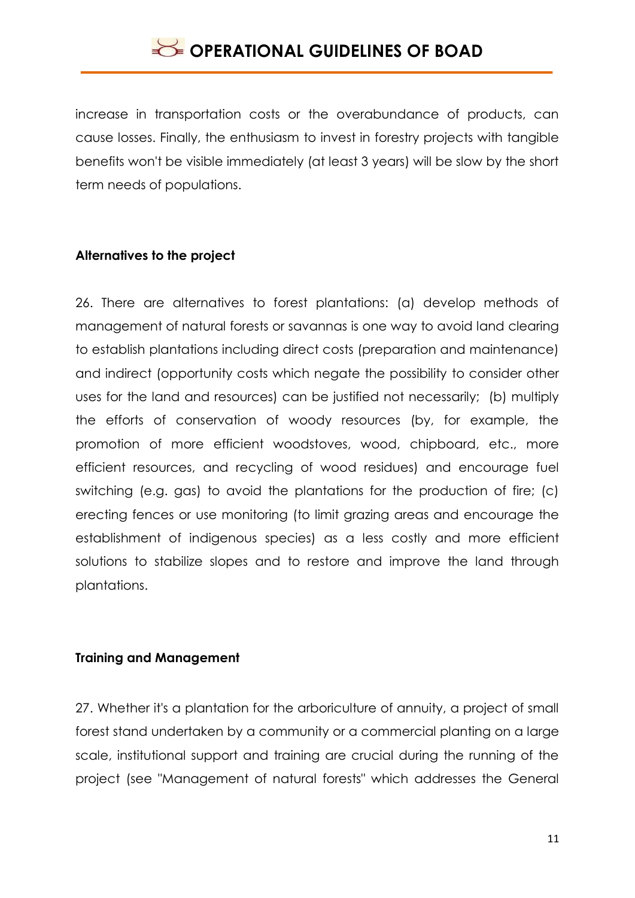increase in transportation costs or the overabundance of products, can cause losses. Finally, the enthusiasm to invest in forestry projects with tangible benefits won't be visible immediately (at least 3 years) will be slow by the short term needs of populations.

**Alternatives to the project**

26. There are alternatives to forest plantations: (a) develop methods of management of natural forests or savannas is one way to avoid land clearing to establish plantations including direct costs (preparation and maintenance) and indirect (opportunity costs which negate the possibility to consider other uses for the land and resources) can be justified not necessarily; (b) multiply the efforts of conservation of woody resources (by, for example, the promotion of more efficient woodstoves, wood, chipboard, etc., more efficient resources, and recycling of wood residues) and encourage fuel switching (e.g. gas) to avoid the plantations for the production of fire; (c) erecting fences or use monitoring (to limit grazing areas and encourage the establishment of indigenous species) as a less costly and more efficient solutions to stabilize slopes and to restore and improve the land through plantations.

**Training and Management**

27. Whether it's a plantation for the arboriculture of annuity, a project of small forest stand undertaken by a community or a commercial planting on a large scale, institutional support and training are crucial during the running of the project (see "Management of natural forests" which addresses the General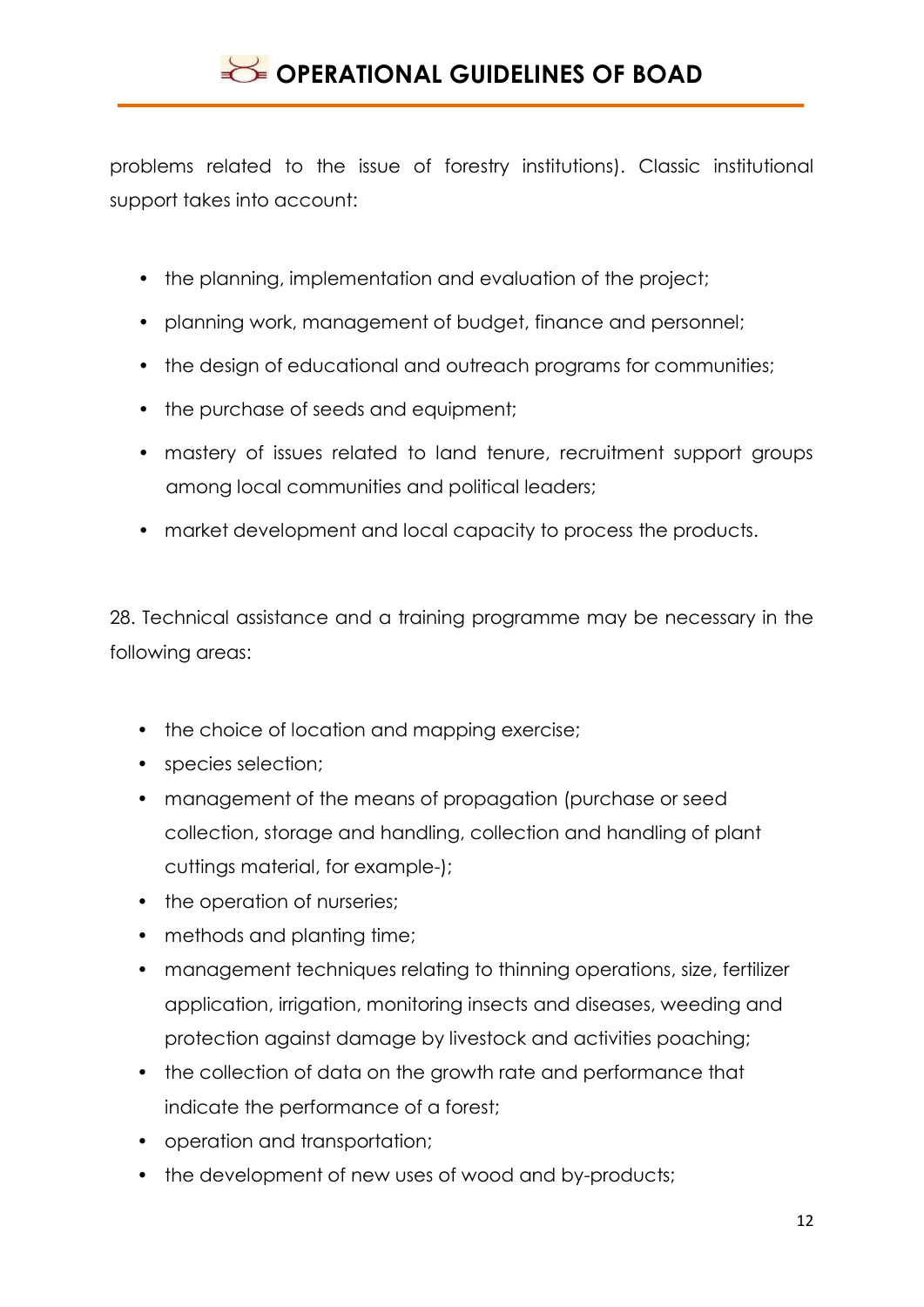problems related to the issue of forestry institutions). Classic institutional support takes into account:

- the planning, implementation and evaluation of the project;
- planning work, management of budget, finance and personnel;
- the design of educational and outreach programs for communities;
- the purchase of seeds and equipment;
- mastery of issues related to land tenure, recruitment support groups among local communities and political leaders;
- market development and local capacity to process the products.

28. Technical assistance and a training programme may be necessary in the following areas:

- the choice of location and mapping exercise;
- species selection;
- management of the means of propagation (purchase or seed collection, storage and handling, collection and handling of plant cuttings material, for example-);
- the operation of nurseries;
- methods and planting time;
- management techniques relating to thinning operations, size, fertilizer application, irrigation, monitoring insects and diseases, weeding and protection against damage by livestock and activities poaching;
- the collection of data on the growth rate and performance that indicate the performance of a forest;
- operation and transportation;
- the development of new uses of wood and by-products;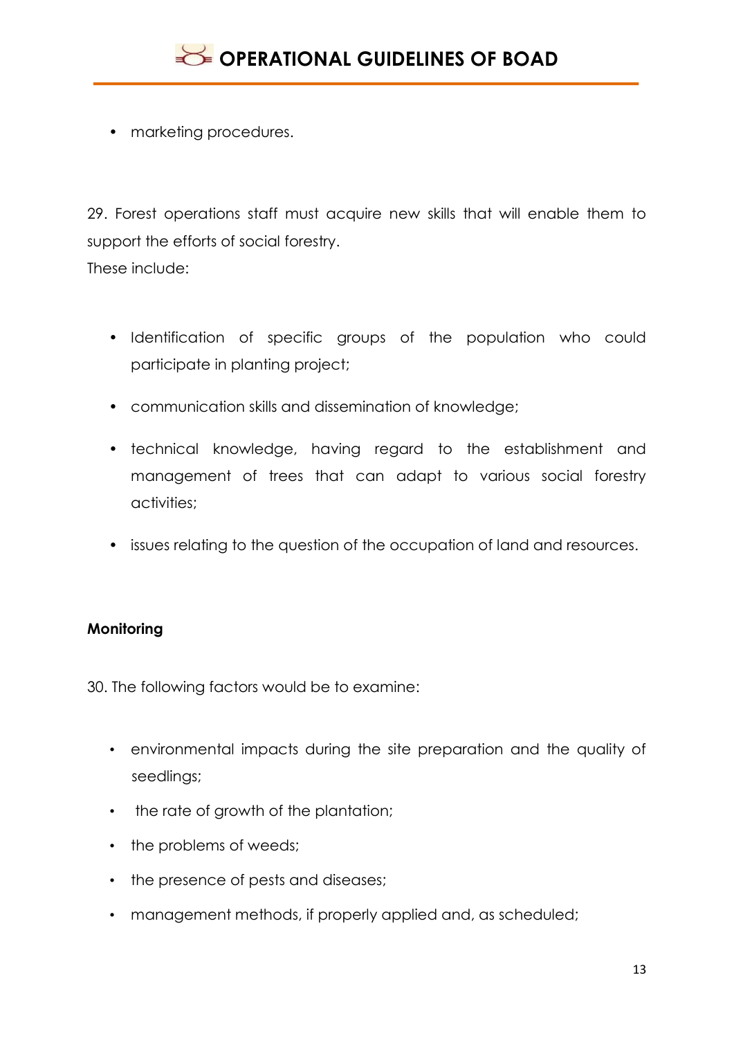- marketing procedures.

29. Forest operations staff must acquire new skills that will enable them to support the efforts of social forestry.
These include:

- Identification of specific groups of the population who could participate in planting project;
- communication skills and dissemination of knowledge;
- technical knowledge, having regard to the establishment and management of trees that can adapt to various social forestry activities;
- issues relating to the question of the occupation of land and resources.

**Monitoring**

30. The following factors would be to examine:

- environmental impacts during the site preparation and the quality of seedlings;
- the rate of growth of the plantation;
- the problems of weeds;
- the presence of pests and diseases;
- management methods, if properly applied and, as scheduled;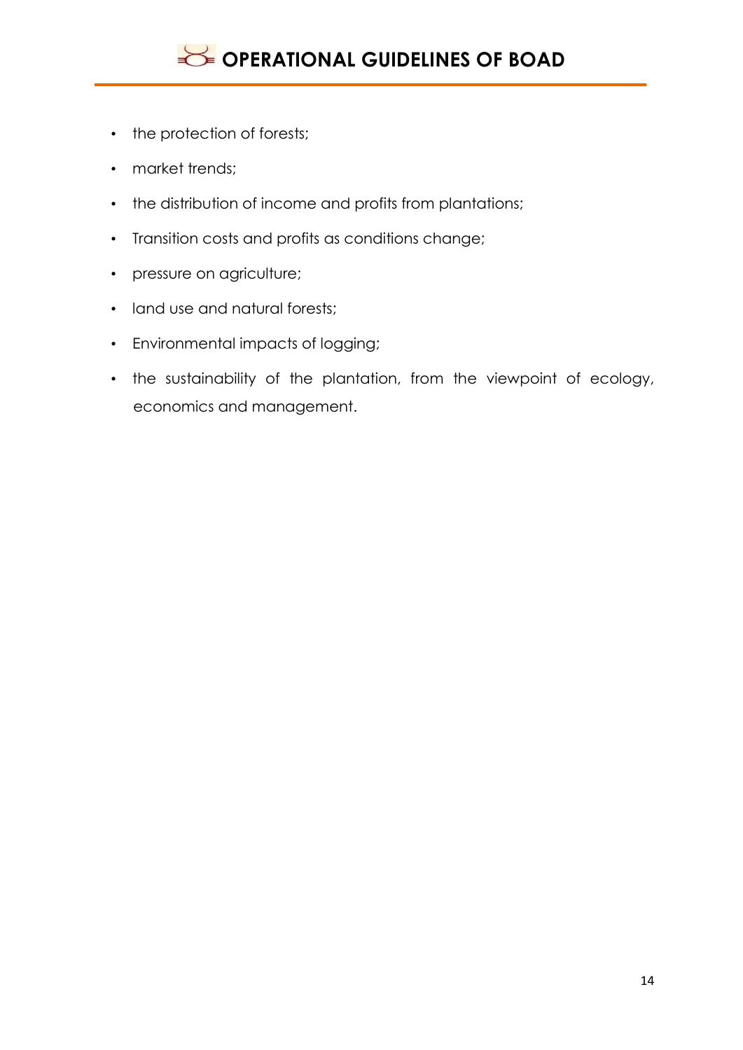- the protection of forests;
- market trends;
- the distribution of income and profits from plantations;
- Transition costs and profits as conditions change;
- pressure on agriculture;
- land use and natural forests;
- Environmental impacts of logging;
- the sustainability of the plantation, from the viewpoint of ecology, economics and management.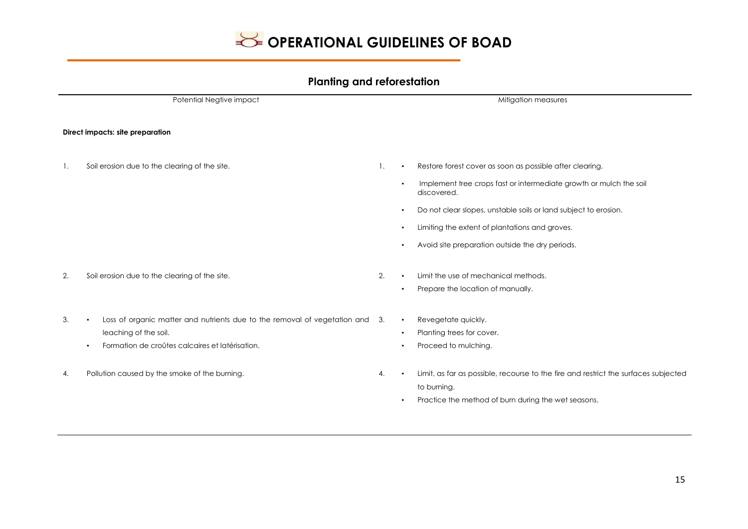# OPERATIONAL GUIDELINES OF BOAD

## Planting and reforestation

| Potential Negtive impact | Mitigation measures |
|---|---|
| **Direct impacts: site preparation** | |
| 1. Soil erosion due to the clearing of the site. | 1. • Restore forest cover as soon as possible after clearing.<br>• Implement tree crops fast or intermediate growth or mulch the soil discovered.<br>• Do not clear slopes, unstable soils or land subject to erosion.<br>• Limiting the extent of plantations and groves.<br>• Avoid site preparation outside the dry periods. |
| 2. Soil erosion due to the clearing of the site. | 2. • Limit the use of mechanical methods.<br>• Prepare the location of manually. |
| 3. • Loss of organic matter and nutrients due to the removal of vegetation and leaching of the soil.<br>• Formation de croûtes calcaires et latérisation. | 3. • Revegetate quickly.<br>• Planting trees for cover.<br>• Proceed to mulching. |
| 4. Pollution caused by the smoke of the burning. | 4. • Limit, as far as possible, recourse to the fire and restrict the surfaces subjected to burning.<br>• Practice the method of burn during the wet seasons. |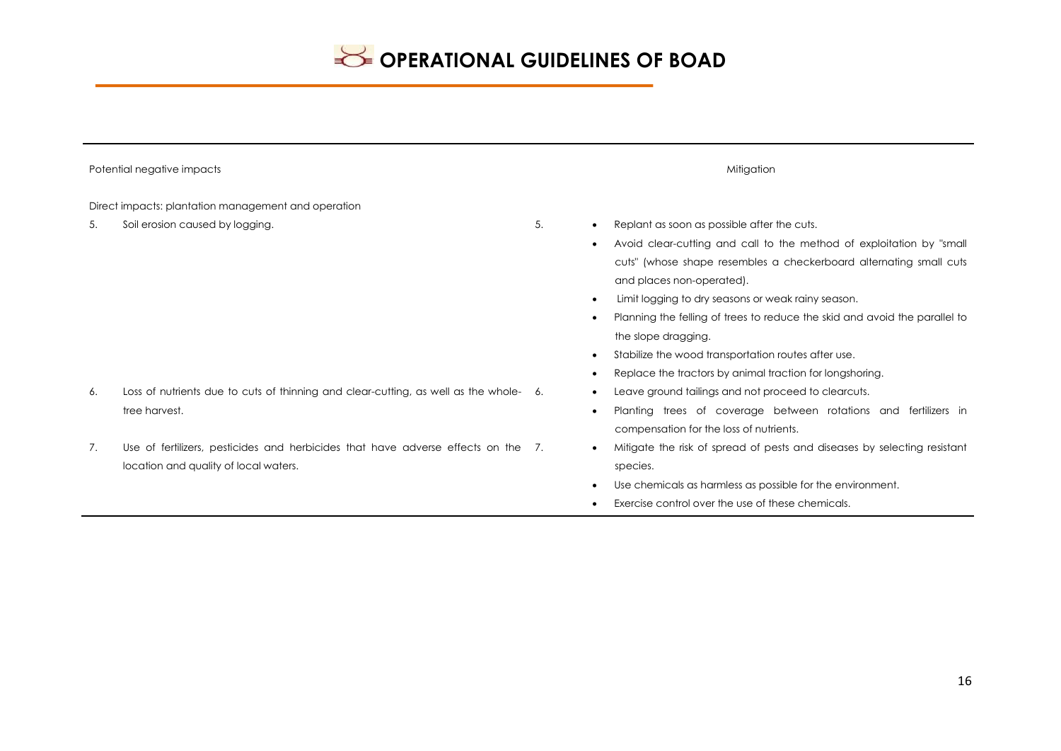| Potential negative impacts | Mitigation |
| --- | --- |
| Direct impacts: plantation management and operation | |
| 5. Soil erosion caused by logging. | 5. • Replant as soon as possible after the cuts.<br>• Avoid clear-cutting and call to the method of exploitation by "small cuts" (whose shape resembles a checkerboard alternating small cuts and places non-operated).<br>• Limit logging to dry seasons or weak rainy season.<br>• Planning the felling of trees to reduce the skid and avoid the parallel to the slope dragging.<br>• Stabilize the wood transportation routes after use.<br>• Replace the tractors by animal traction for longshoring. |
| 6. Loss of nutrients due to cuts of thinning and clear-cutting, as well as the whole-tree harvest. | 6. • Leave ground tailings and not proceed to clearcuts.<br>• Planting trees of coverage between rotations and fertilizers in compensation for the loss of nutrients. |
| 7. Use of fertilizers, pesticides and herbicides that have adverse effects on the location and quality of local waters. | 7. • Mitigate the risk of spread of pests and diseases by selecting resistant species.<br>• Use chemicals as harmless as possible for the environment.<br>• Exercise control over the use of these chemicals. |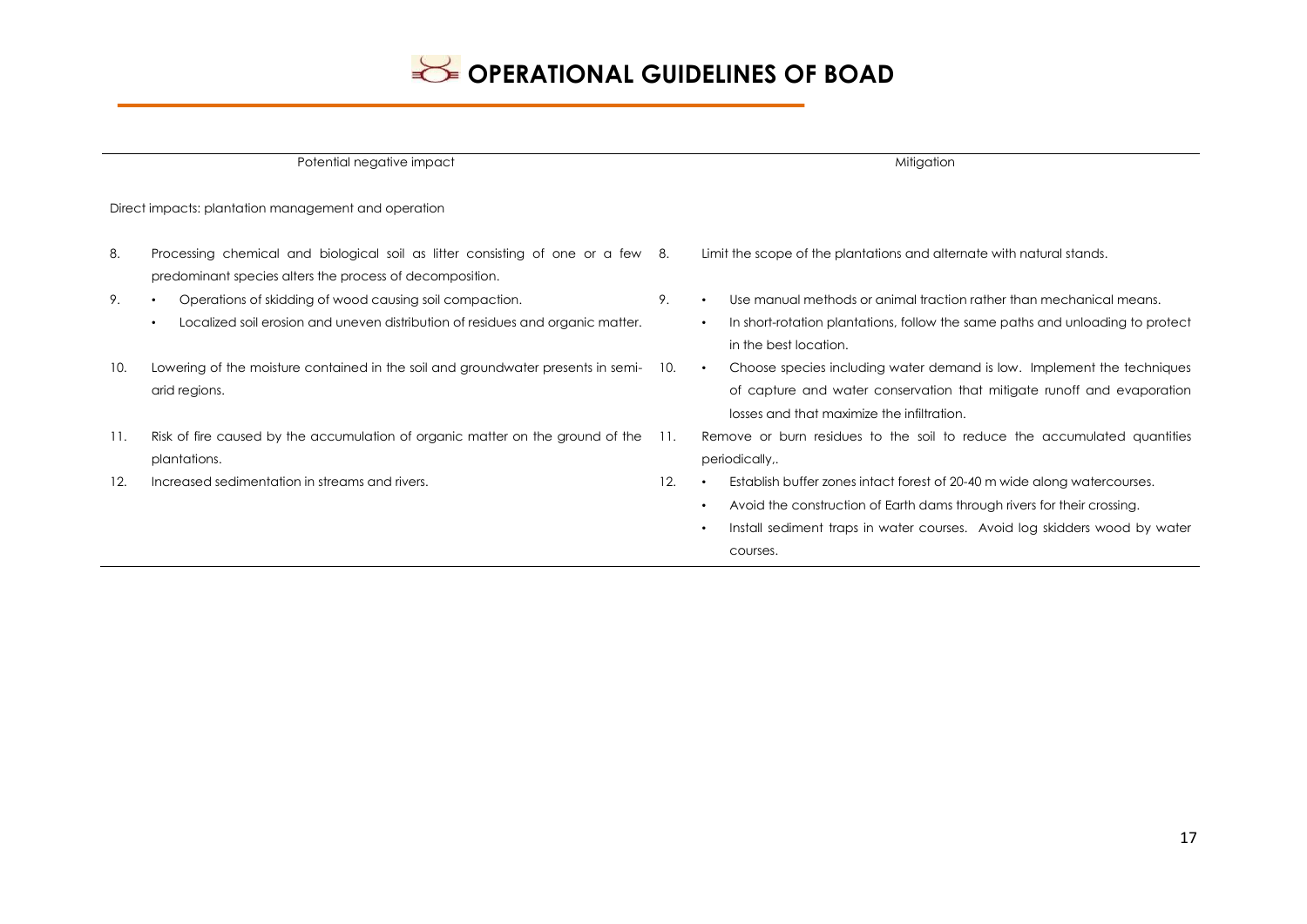| Potential negative impact | Mitigation |
|---|---|
| **Direct impacts: plantation management and operation** | |
| 8. Processing chemical and biological soil as litter consisting of one or a few predominant species alters the process of decomposition. | 8. Limit the scope of the plantations and alternate with natural stands. |
| 9. • Operations of skidding of wood causing soil compaction. <br> • Localized soil erosion and uneven distribution of residues and organic matter. | 9. • Use manual methods or animal traction rather than mechanical means. <br> • In short-rotation plantations, follow the same paths and unloading to protect in the best location. |
| 10. Lowering of the moisture contained in the soil and groundwater presents in semi-arid regions. | 10. • Choose species including water demand is low. Implement the techniques of capture and water conservation that mitigate runoff and evaporation losses and that maximize the infiltration. |
| 11. Risk of fire caused by the accumulation of organic matter on the ground of the plantations. | 11. Remove or burn residues to the soil to reduce the accumulated quantities periodically,. |
| 12. Increased sedimentation in streams and rivers. | 12. • Establish buffer zones intact forest of 20-40 m wide along watercourses. <br> • Avoid the construction of Earth dams through rivers for their crossing. <br> • Install sediment traps in water courses. Avoid log skidders wood by water courses. |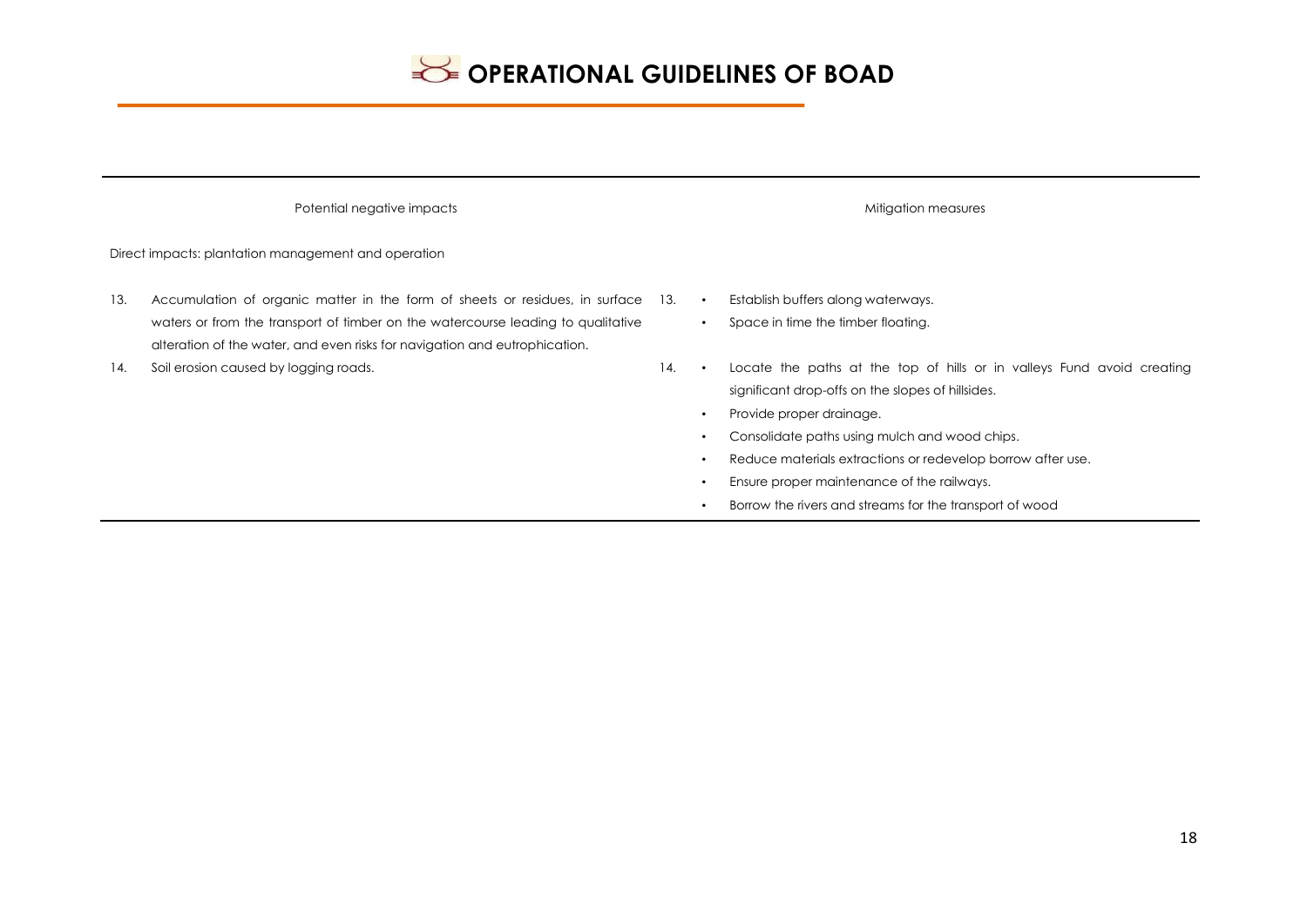| Potential negative impacts | Mitigation measures |
|---|---|
| Direct impacts: plantation management and operation | |
| 13. Accumulation of organic matter in the form of sheets or residues, in surface waters or from the transport of timber on the watercourse leading to qualitative alteration of the water, and even risks for navigation and eutrophication. | 13. • Establish buffers along waterways. • Space in time the timber floating. |
| 14. Soil erosion caused by logging roads. | 14. • Locate the paths at the top of hills or in valleys Fund avoid creating significant drop-offs on the slopes of hillsides. • Provide proper drainage. • Consolidate paths using mulch and wood chips. • Reduce materials extractions or redevelop borrow after use. • Ensure proper maintenance of the railways. • Borrow the rivers and streams for the transport of wood |